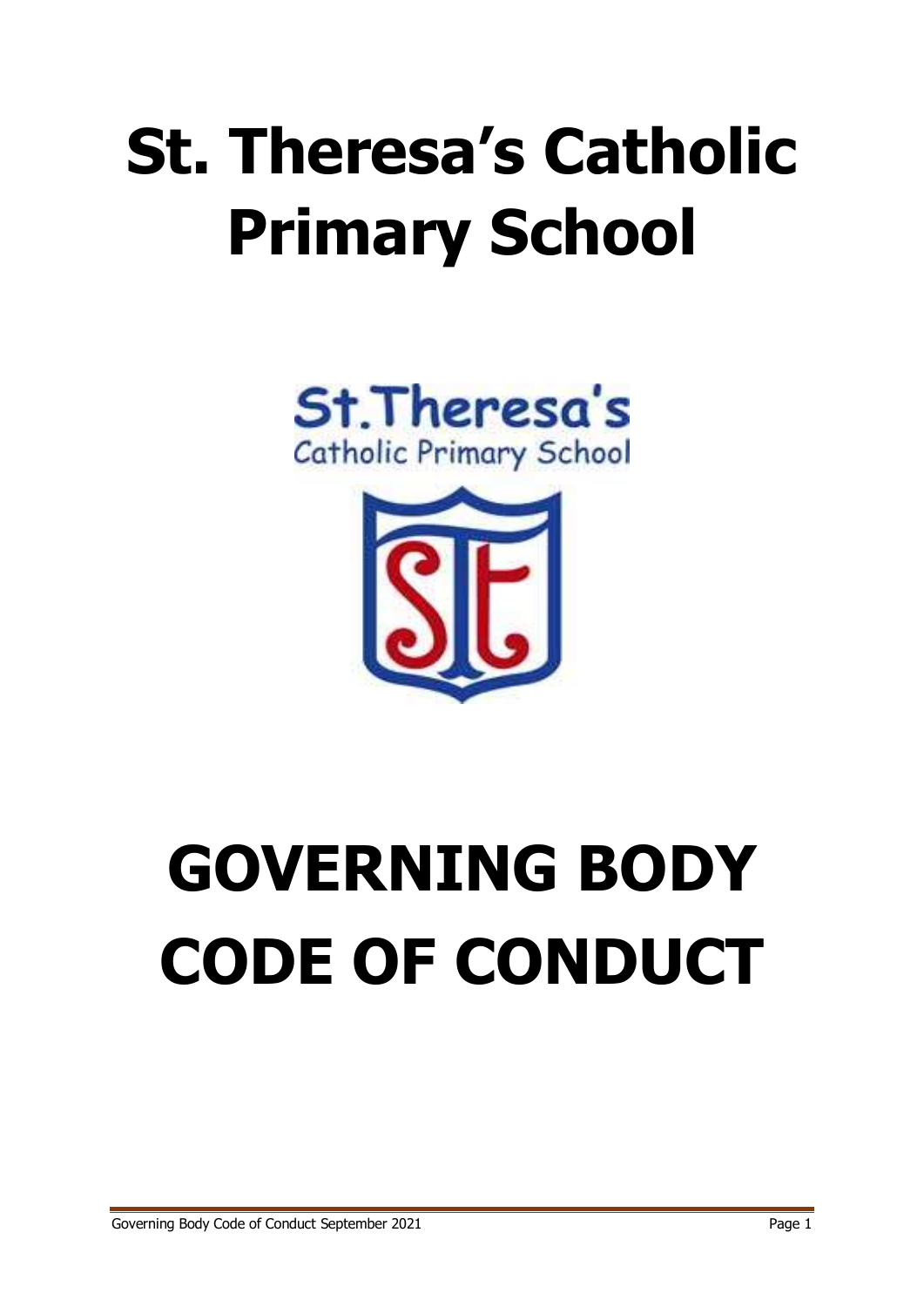# St. Theresa's Catholic Primary School

# GOVERNING BODY CODE OF CONDUCT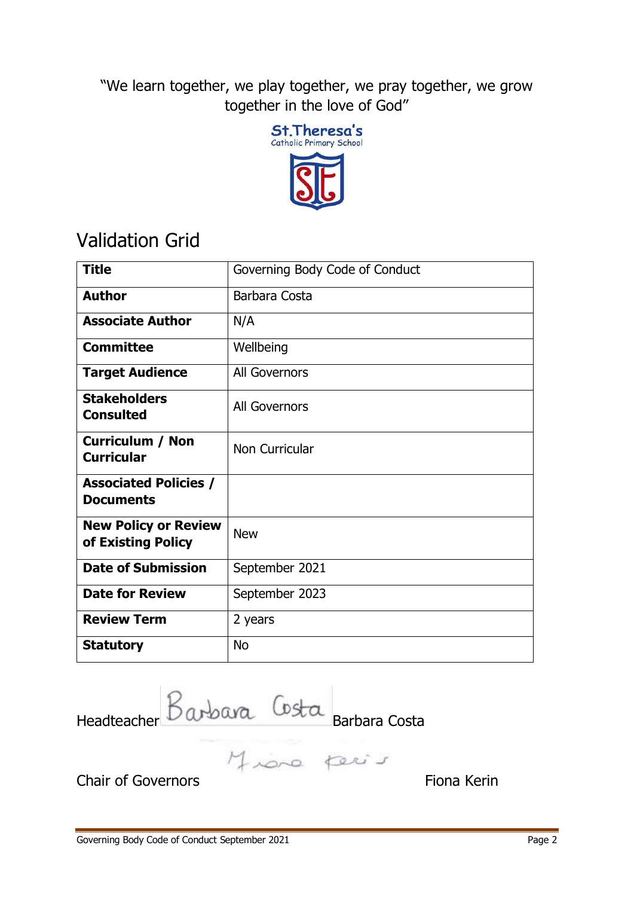"We learn together, we play together, we pray together, we grow together in the love of God"

St.Theresa's
Catholic Primary School

# Validation Grid

| **Title** | Governing Body Code of Conduct |
|---|---|
| **Author** | Barbara Costa |
| **Associate Author** | N/A |
| **Committee** | Wellbeing |
| **Target Audience** | All Governors |
| **Stakeholders Consulted** | All Governors |
| **Curriculum / Non Curricular** | Non Curricular |
| **Associated Policies / Documents** | |
| **New Policy or Review of Existing Policy** | New |
| **Date of Submission** | September 2021 |
| **Date for Review** | September 2023 |
| **Review Term** | 2 years |
| **Statutory** | No |

Headteacher Barbara Costa Barbara Costa

Chair of Governors Fiona Kerin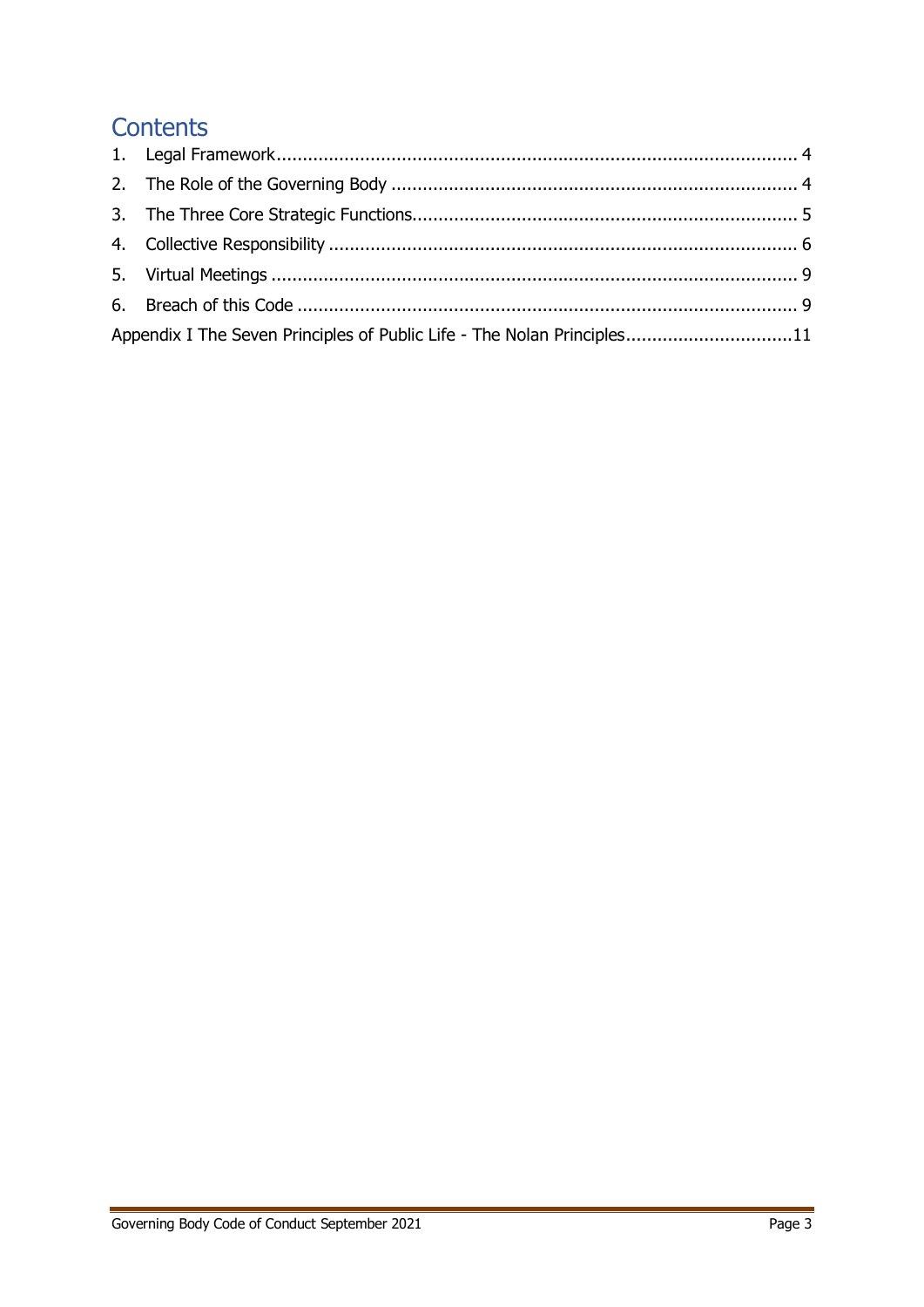# Contents

1. Legal Framework .................................................................................................... 4
2. The Role of the Governing Body ............................................................................ 4
3. The Three Core Strategic Functions ........................................................................ 5
4. Collective Responsibility ........................................................................................ 6
5. Virtual Meetings .................................................................................................... 9
6. Breach of this Code ............................................................................................... 9

Appendix I The Seven Principles of Public Life - The Nolan Principles ................................ 11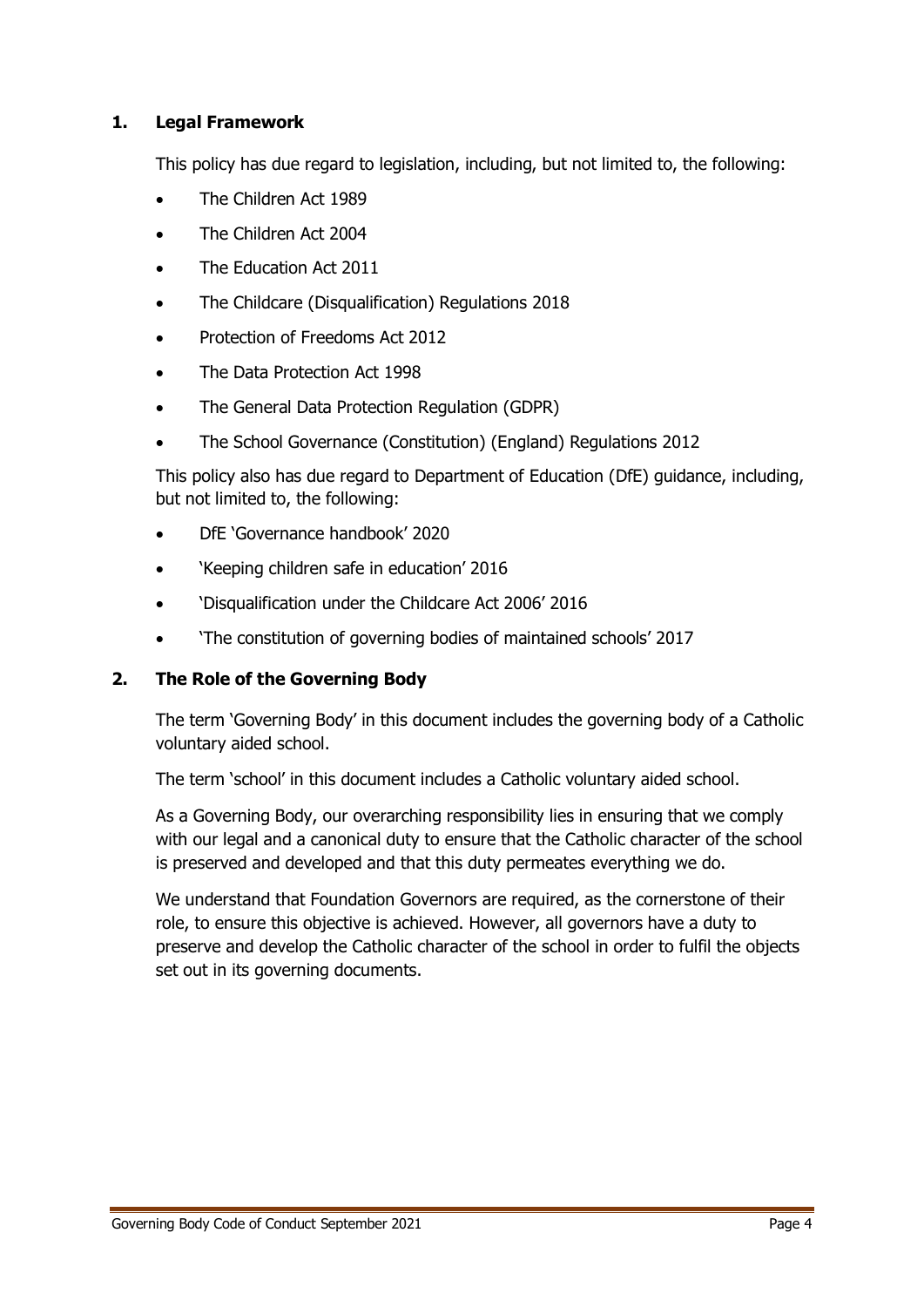## 1. Legal Framework

This policy has due regard to legislation, including, but not limited to, the following:

- The Children Act 1989
- The Children Act 2004
- The Education Act 2011
- The Childcare (Disqualification) Regulations 2018
- Protection of Freedoms Act 2012
- The Data Protection Act 1998
- The General Data Protection Regulation (GDPR)
- The School Governance (Constitution) (England) Regulations 2012

This policy also has due regard to Department of Education (DfE) guidance, including, but not limited to, the following:

- DfE 'Governance handbook' 2020
- 'Keeping children safe in education' 2016
- 'Disqualification under the Childcare Act 2006' 2016
- 'The constitution of governing bodies of maintained schools' 2017

## 2. The Role of the Governing Body

The term 'Governing Body' in this document includes the governing body of a Catholic voluntary aided school.

The term 'school' in this document includes a Catholic voluntary aided school.

As a Governing Body, our overarching responsibility lies in ensuring that we comply with our legal and a canonical duty to ensure that the Catholic character of the school is preserved and developed and that this duty permeates everything we do.

We understand that Foundation Governors are required, as the cornerstone of their role, to ensure this objective is achieved. However, all governors have a duty to preserve and develop the Catholic character of the school in order to fulfil the objects set out in its governing documents.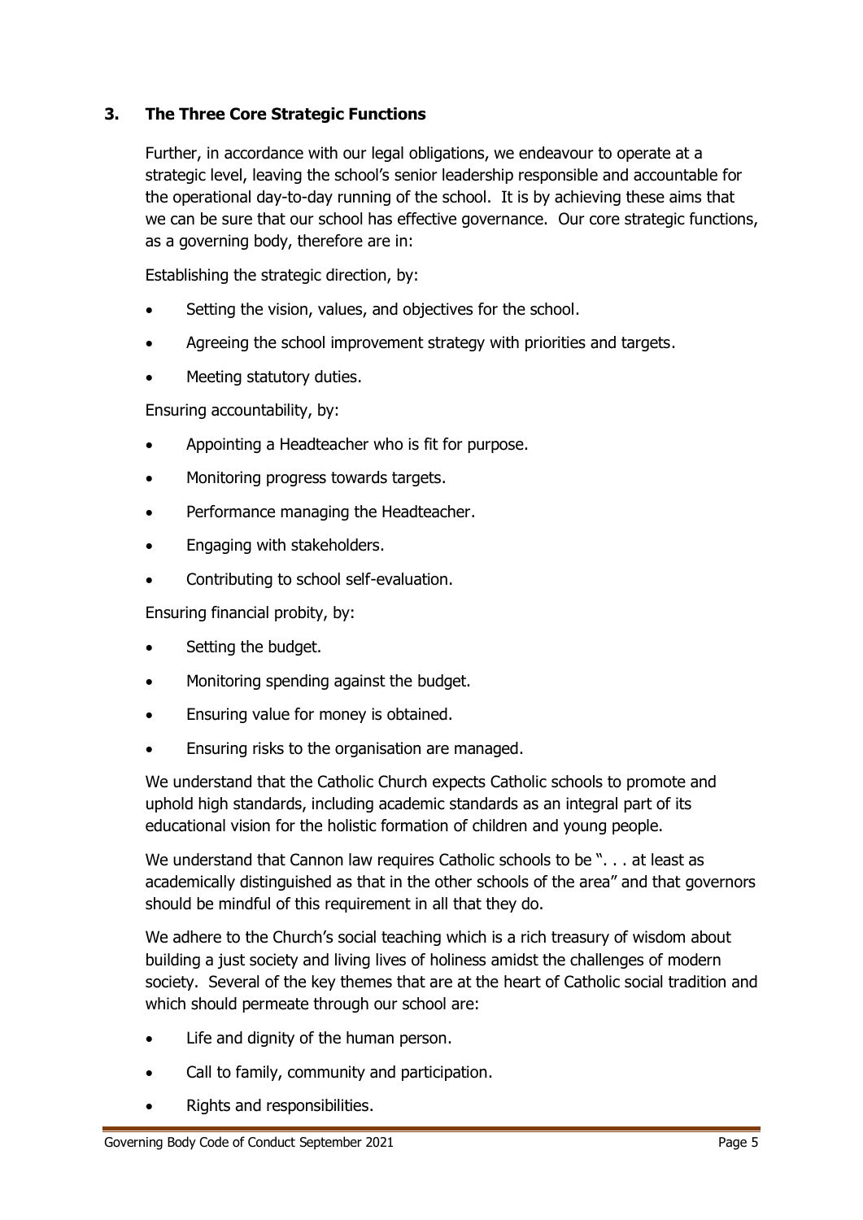## 3. The Three Core Strategic Functions

Further, in accordance with our legal obligations, we endeavour to operate at a strategic level, leaving the school's senior leadership responsible and accountable for the operational day-to-day running of the school. It is by achieving these aims that we can be sure that our school has effective governance. Our core strategic functions, as a governing body, therefore are in:

Establishing the strategic direction, by:

- Setting the vision, values, and objectives for the school.
- Agreeing the school improvement strategy with priorities and targets.
- Meeting statutory duties.

Ensuring accountability, by:

- Appointing a Headteacher who is fit for purpose.
- Monitoring progress towards targets.
- Performance managing the Headteacher.
- Engaging with stakeholders.
- Contributing to school self-evaluation.

Ensuring financial probity, by:

- Setting the budget.
- Monitoring spending against the budget.
- Ensuring value for money is obtained.
- Ensuring risks to the organisation are managed.

We understand that the Catholic Church expects Catholic schools to promote and uphold high standards, including academic standards as an integral part of its educational vision for the holistic formation of children and young people.

We understand that Cannon law requires Catholic schools to be ". . . at least as academically distinguished as that in the other schools of the area" and that governors should be mindful of this requirement in all that they do.

We adhere to the Church's social teaching which is a rich treasury of wisdom about building a just society and living lives of holiness amidst the challenges of modern society. Several of the key themes that are at the heart of Catholic social tradition and which should permeate through our school are:

- Life and dignity of the human person.
- Call to family, community and participation.
- Rights and responsibilities.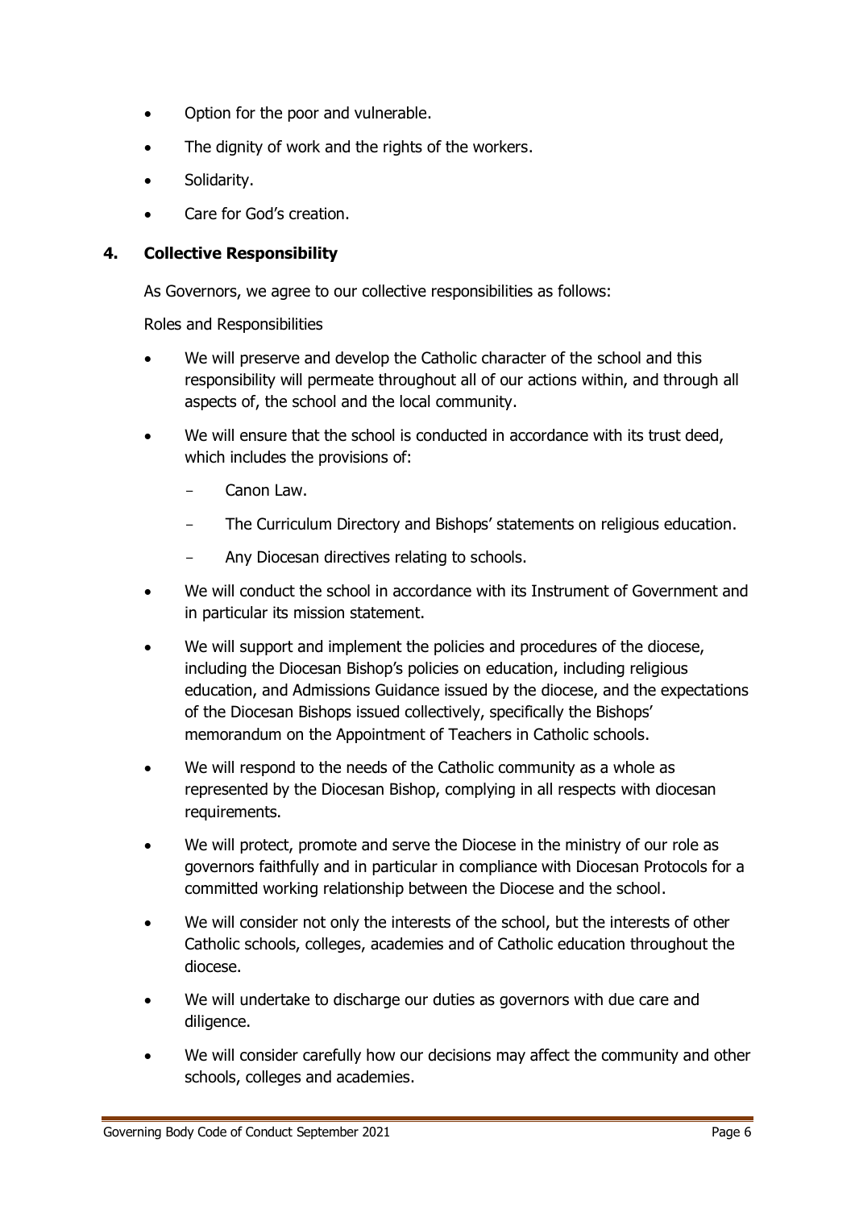- Option for the poor and vulnerable.
- The dignity of work and the rights of the workers.
- Solidarity.
- Care for God's creation.

## 4. Collective Responsibility

As Governors, we agree to our collective responsibilities as follows:

Roles and Responsibilities

- We will preserve and develop the Catholic character of the school and this responsibility will permeate throughout all of our actions within, and through all aspects of, the school and the local community.
- We will ensure that the school is conducted in accordance with its trust deed, which includes the provisions of:
  - Canon Law.
  - The Curriculum Directory and Bishops' statements on religious education.
  - Any Diocesan directives relating to schools.
- We will conduct the school in accordance with its Instrument of Government and in particular its mission statement.
- We will support and implement the policies and procedures of the diocese, including the Diocesan Bishop's policies on education, including religious education, and Admissions Guidance issued by the diocese, and the expectations of the Diocesan Bishops issued collectively, specifically the Bishops' memorandum on the Appointment of Teachers in Catholic schools.
- We will respond to the needs of the Catholic community as a whole as represented by the Diocesan Bishop, complying in all respects with diocesan requirements.
- We will protect, promote and serve the Diocese in the ministry of our role as governors faithfully and in particular in compliance with Diocesan Protocols for a committed working relationship between the Diocese and the school.
- We will consider not only the interests of the school, but the interests of other Catholic schools, colleges, academies and of Catholic education throughout the diocese.
- We will undertake to discharge our duties as governors with due care and diligence.
- We will consider carefully how our decisions may affect the community and other schools, colleges and academies.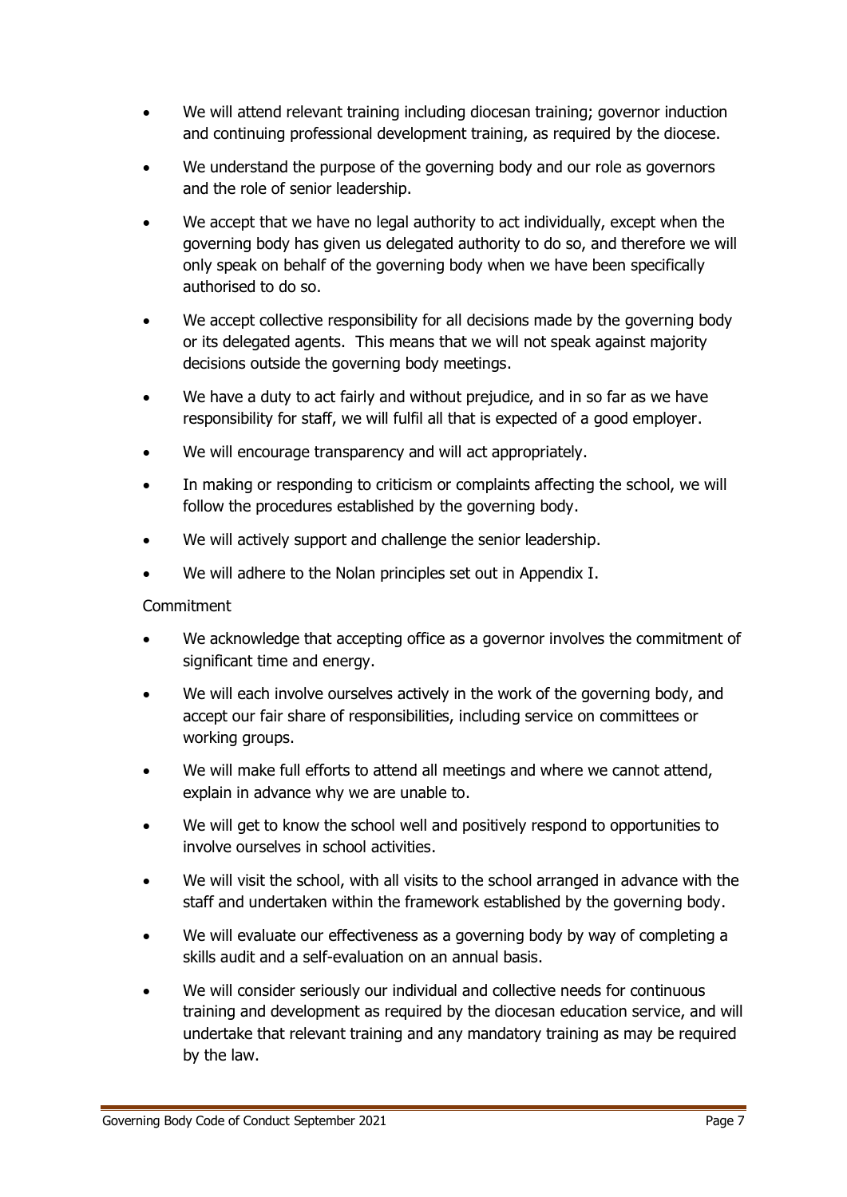- We will attend relevant training including diocesan training; governor induction and continuing professional development training, as required by the diocese.
- We understand the purpose of the governing body and our role as governors and the role of senior leadership.
- We accept that we have no legal authority to act individually, except when the governing body has given us delegated authority to do so, and therefore we will only speak on behalf of the governing body when we have been specifically authorised to do so.
- We accept collective responsibility for all decisions made by the governing body or its delegated agents. This means that we will not speak against majority decisions outside the governing body meetings.
- We have a duty to act fairly and without prejudice, and in so far as we have responsibility for staff, we will fulfil all that is expected of a good employer.
- We will encourage transparency and will act appropriately.
- In making or responding to criticism or complaints affecting the school, we will follow the procedures established by the governing body.
- We will actively support and challenge the senior leadership.
- We will adhere to the Nolan principles set out in Appendix I.

Commitment

- We acknowledge that accepting office as a governor involves the commitment of significant time and energy.
- We will each involve ourselves actively in the work of the governing body, and accept our fair share of responsibilities, including service on committees or working groups.
- We will make full efforts to attend all meetings and where we cannot attend, explain in advance why we are unable to.
- We will get to know the school well and positively respond to opportunities to involve ourselves in school activities.
- We will visit the school, with all visits to the school arranged in advance with the staff and undertaken within the framework established by the governing body.
- We will evaluate our effectiveness as a governing body by way of completing a skills audit and a self-evaluation on an annual basis.
- We will consider seriously our individual and collective needs for continuous training and development as required by the diocesan education service, and will undertake that relevant training and any mandatory training as may be required by the law.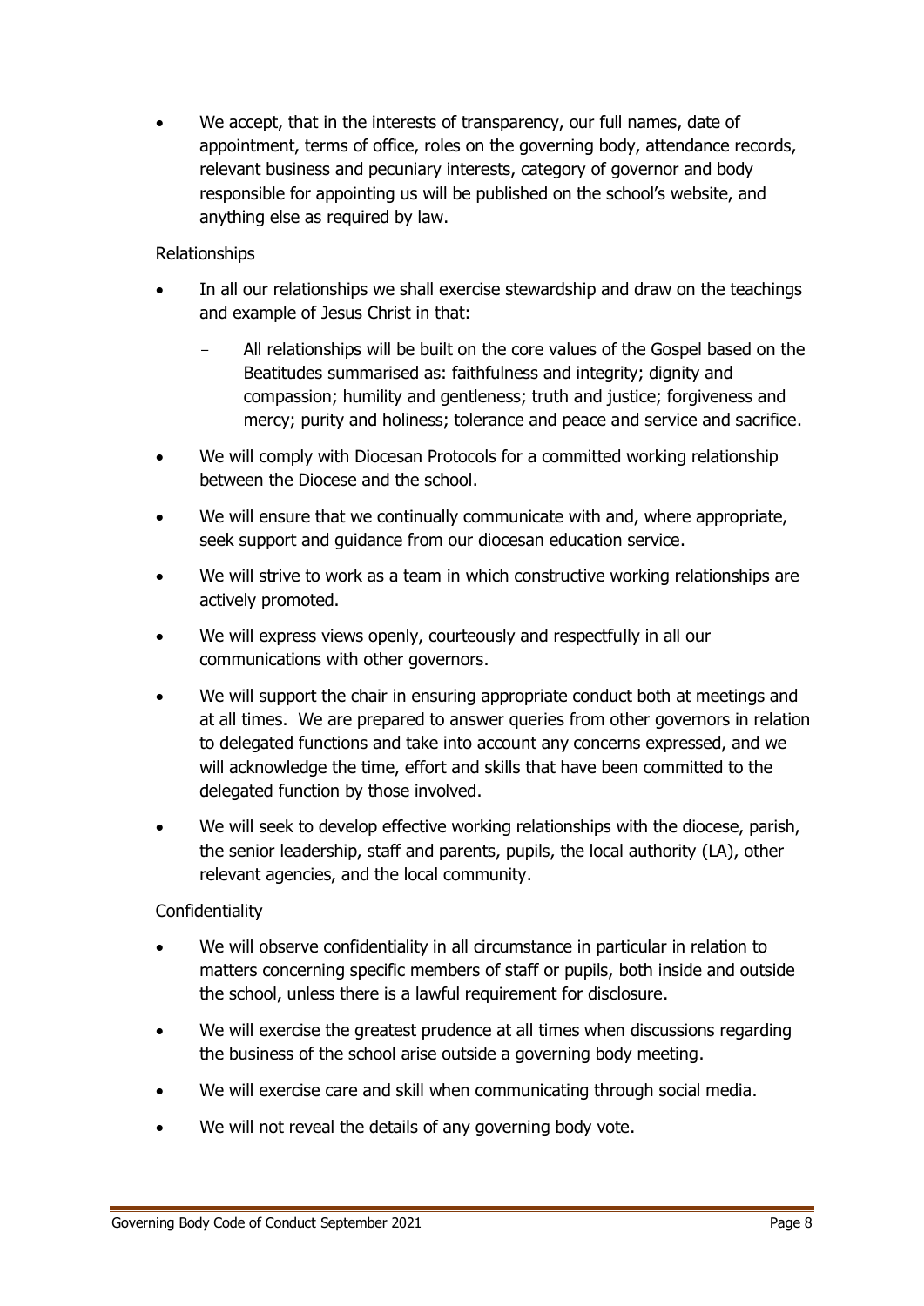- We accept, that in the interests of transparency, our full names, date of appointment, terms of office, roles on the governing body, attendance records, relevant business and pecuniary interests, category of governor and body responsible for appointing us will be published on the school's website, and anything else as required by law.

Relationships

- In all our relationships we shall exercise stewardship and draw on the teachings and example of Jesus Christ in that:
  - All relationships will be built on the core values of the Gospel based on the Beatitudes summarised as: faithfulness and integrity; dignity and compassion; humility and gentleness; truth and justice; forgiveness and mercy; purity and holiness; tolerance and peace and service and sacrifice.
- We will comply with Diocesan Protocols for a committed working relationship between the Diocese and the school.
- We will ensure that we continually communicate with and, where appropriate, seek support and guidance from our diocesan education service.
- We will strive to work as a team in which constructive working relationships are actively promoted.
- We will express views openly, courteously and respectfully in all our communications with other governors.
- We will support the chair in ensuring appropriate conduct both at meetings and at all times. We are prepared to answer queries from other governors in relation to delegated functions and take into account any concerns expressed, and we will acknowledge the time, effort and skills that have been committed to the delegated function by those involved.
- We will seek to develop effective working relationships with the diocese, parish, the senior leadership, staff and parents, pupils, the local authority (LA), other relevant agencies, and the local community.

Confidentiality

- We will observe confidentiality in all circumstance in particular in relation to matters concerning specific members of staff or pupils, both inside and outside the school, unless there is a lawful requirement for disclosure.
- We will exercise the greatest prudence at all times when discussions regarding the business of the school arise outside a governing body meeting.
- We will exercise care and skill when communicating through social media.
- We will not reveal the details of any governing body vote.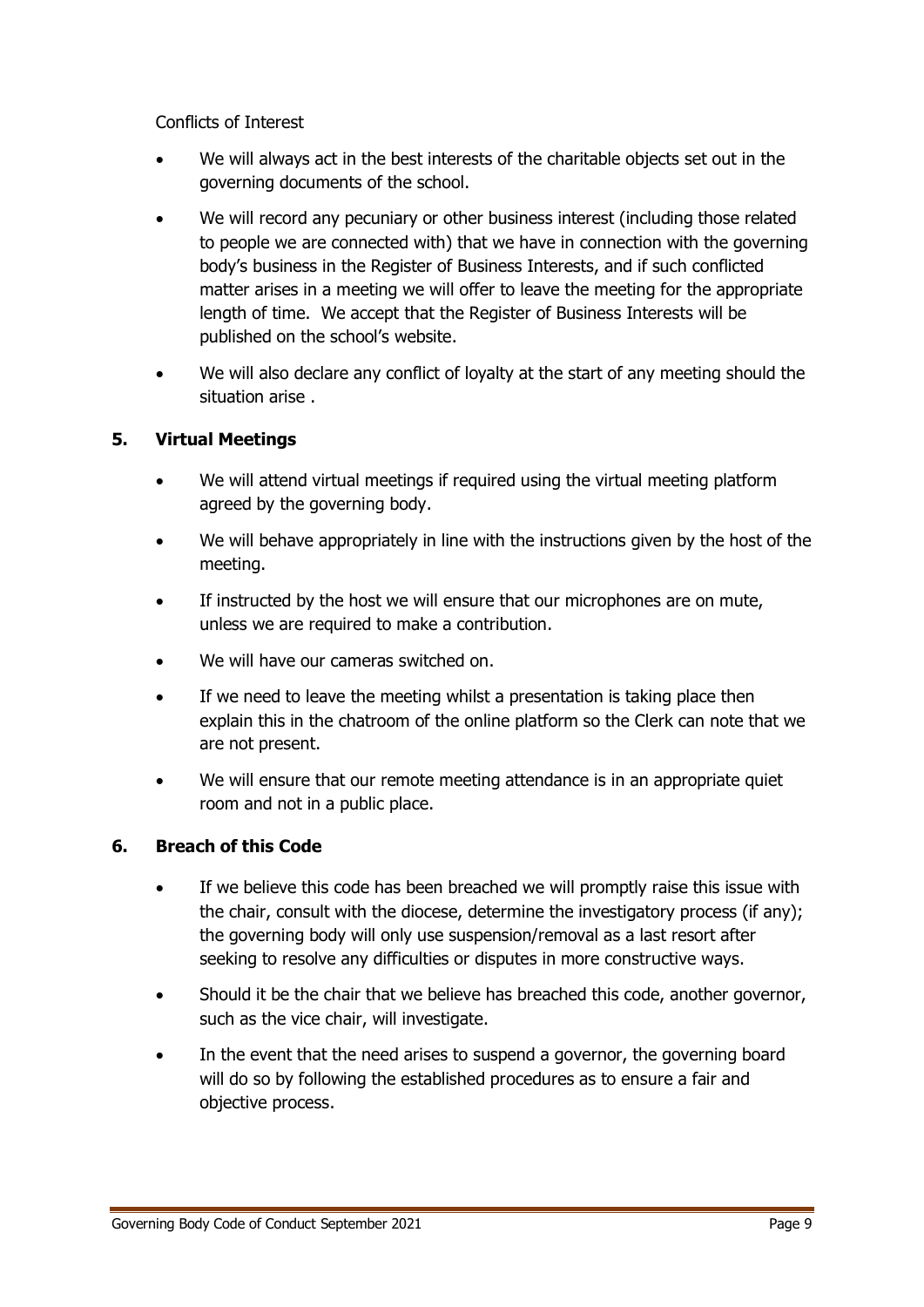Conflicts of Interest

- We will always act in the best interests of the charitable objects set out in the governing documents of the school.
- We will record any pecuniary or other business interest (including those related to people we are connected with) that we have in connection with the governing body's business in the Register of Business Interests, and if such conflicted matter arises in a meeting we will offer to leave the meeting for the appropriate length of time. We accept that the Register of Business Interests will be published on the school's website.
- We will also declare any conflict of loyalty at the start of any meeting should the situation arise .

## 5. Virtual Meetings

- We will attend virtual meetings if required using the virtual meeting platform agreed by the governing body.
- We will behave appropriately in line with the instructions given by the host of the meeting.
- If instructed by the host we will ensure that our microphones are on mute, unless we are required to make a contribution.
- We will have our cameras switched on.
- If we need to leave the meeting whilst a presentation is taking place then explain this in the chatroom of the online platform so the Clerk can note that we are not present.
- We will ensure that our remote meeting attendance is in an appropriate quiet room and not in a public place.

## 6. Breach of this Code

- If we believe this code has been breached we will promptly raise this issue with the chair, consult with the diocese, determine the investigatory process (if any); the governing body will only use suspension/removal as a last resort after seeking to resolve any difficulties or disputes in more constructive ways.
- Should it be the chair that we believe has breached this code, another governor, such as the vice chair, will investigate.
- In the event that the need arises to suspend a governor, the governing board will do so by following the established procedures as to ensure a fair and objective process.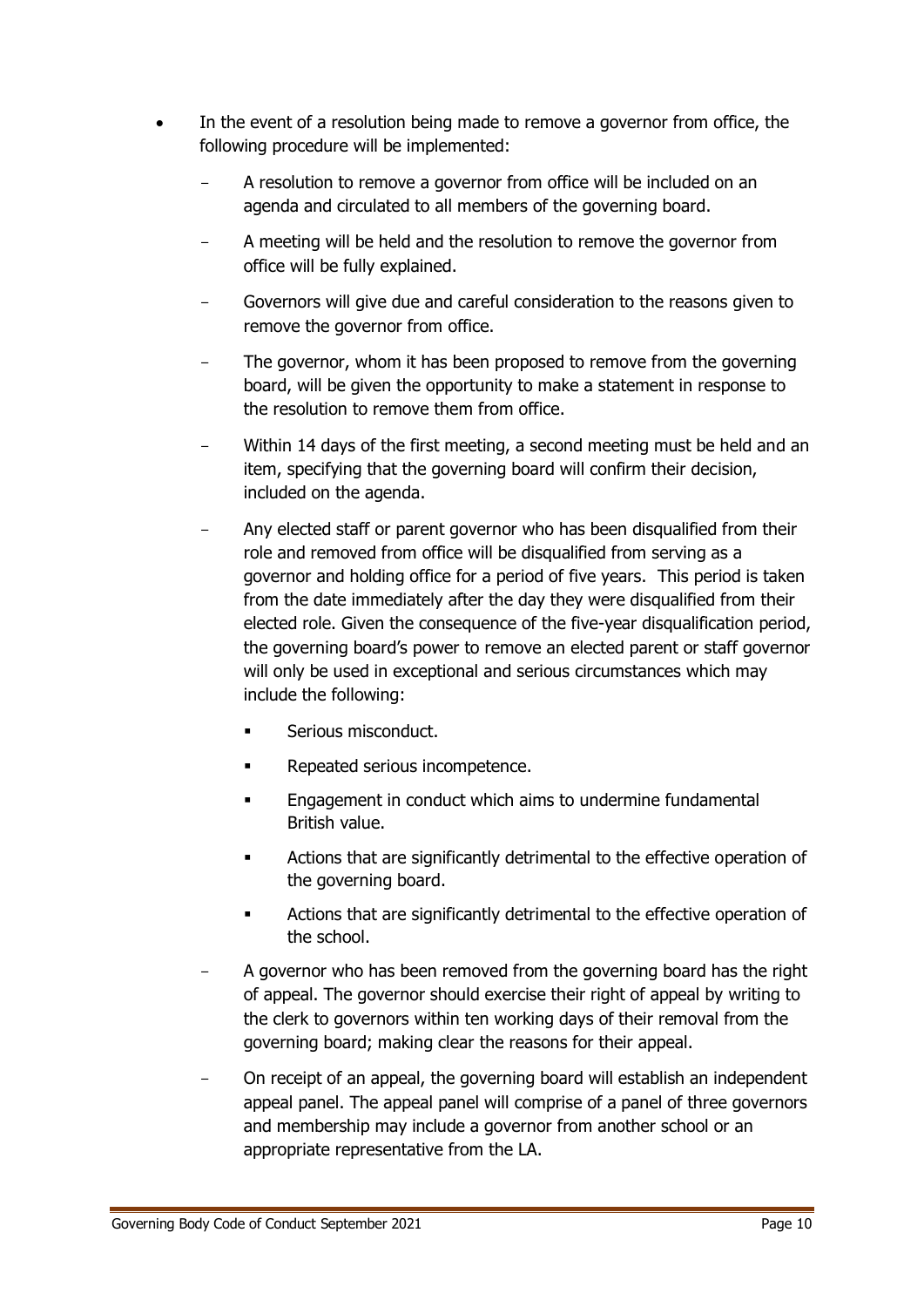- In the event of a resolution being made to remove a governor from office, the following procedure will be implemented:
  - A resolution to remove a governor from office will be included on an agenda and circulated to all members of the governing board.
  - A meeting will be held and the resolution to remove the governor from office will be fully explained.
  - Governors will give due and careful consideration to the reasons given to remove the governor from office.
  - The governor, whom it has been proposed to remove from the governing board, will be given the opportunity to make a statement in response to the resolution to remove them from office.
  - Within 14 days of the first meeting, a second meeting must be held and an item, specifying that the governing board will confirm their decision, included on the agenda.
  - Any elected staff or parent governor who has been disqualified from their role and removed from office will be disqualified from serving as a governor and holding office for a period of five years. This period is taken from the date immediately after the day they were disqualified from their elected role. Given the consequence of the five-year disqualification period, the governing board's power to remove an elected parent or staff governor will only be used in exceptional and serious circumstances which may include the following:
    - Serious misconduct.
    - Repeated serious incompetence.
    - Engagement in conduct which aims to undermine fundamental British value.
    - Actions that are significantly detrimental to the effective operation of the governing board.
    - Actions that are significantly detrimental to the effective operation of the school.
  - A governor who has been removed from the governing board has the right of appeal. The governor should exercise their right of appeal by writing to the clerk to governors within ten working days of their removal from the governing board; making clear the reasons for their appeal.
  - On receipt of an appeal, the governing board will establish an independent appeal panel. The appeal panel will comprise of a panel of three governors and membership may include a governor from another school or an appropriate representative from the LA.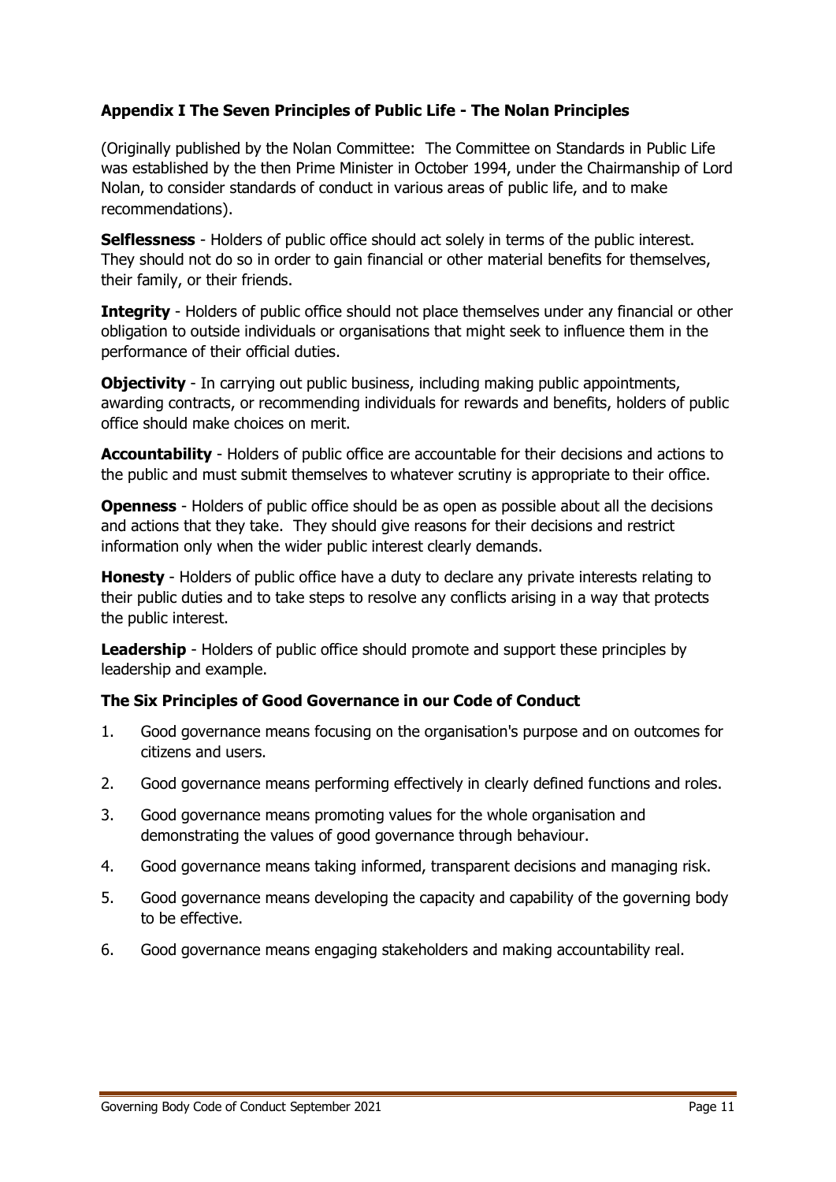## Appendix I The Seven Principles of Public Life - The Nolan Principles

(Originally published by the Nolan Committee: The Committee on Standards in Public Life was established by the then Prime Minister in October 1994, under the Chairmanship of Lord Nolan, to consider standards of conduct in various areas of public life, and to make recommendations).

**Selflessness** - Holders of public office should act solely in terms of the public interest. They should not do so in order to gain financial or other material benefits for themselves, their family, or their friends.

**Integrity** - Holders of public office should not place themselves under any financial or other obligation to outside individuals or organisations that might seek to influence them in the performance of their official duties.

**Objectivity** - In carrying out public business, including making public appointments, awarding contracts, or recommending individuals for rewards and benefits, holders of public office should make choices on merit.

**Accountability** - Holders of public office are accountable for their decisions and actions to the public and must submit themselves to whatever scrutiny is appropriate to their office.

**Openness** - Holders of public office should be as open as possible about all the decisions and actions that they take. They should give reasons for their decisions and restrict information only when the wider public interest clearly demands.

**Honesty** - Holders of public office have a duty to declare any private interests relating to their public duties and to take steps to resolve any conflicts arising in a way that protects the public interest.

**Leadership** - Holders of public office should promote and support these principles by leadership and example.

### The Six Principles of Good Governance in our Code of Conduct

1. Good governance means focusing on the organisation's purpose and on outcomes for citizens and users.
2. Good governance means performing effectively in clearly defined functions and roles.
3. Good governance means promoting values for the whole organisation and demonstrating the values of good governance through behaviour.
4. Good governance means taking informed, transparent decisions and managing risk.
5. Good governance means developing the capacity and capability of the governing body to be effective.
6. Good governance means engaging stakeholders and making accountability real.